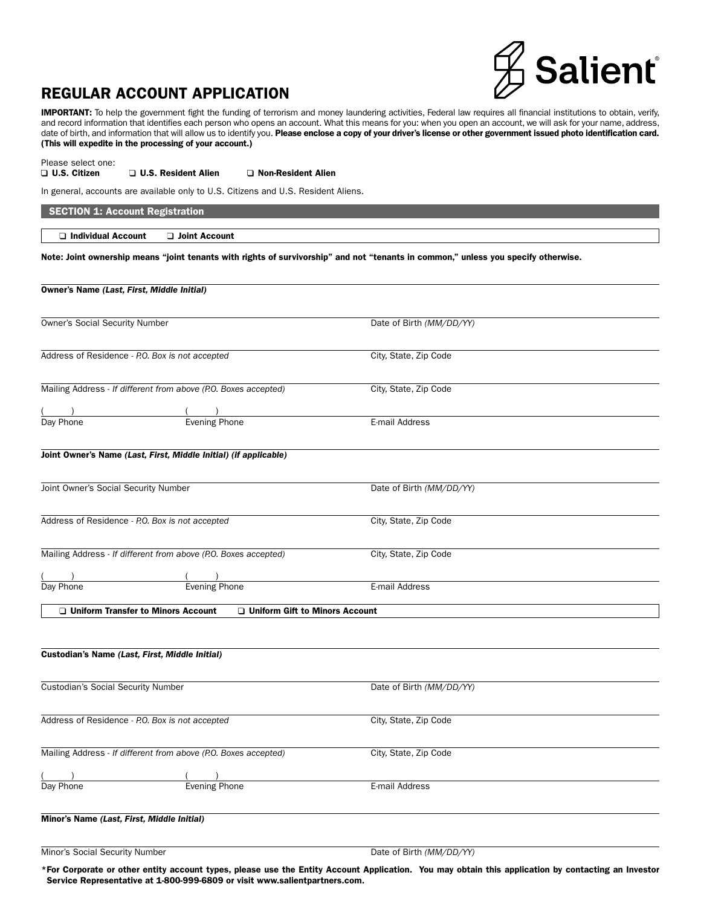# REGULAR ACCOUNT APPLICATION

**IMPORTANT:** To help the government fight the funding of terrorism and money laundering activities, Federal law requires all financial institutions to obtain, verify, and record information that identifies each person who opens an account. What this means for you: when you open an account, we will ask for your name, address, date of birth, and information that will allow us to identify you. **Please enclose a copy of your driver's license or other government issued photo identification card. (This will expedite in the processing of your account.)**

Please select one:

❑ **U.S. Citizen** ❑ **U.S. Resident Alien** ❑ **Non-Resident Alien**

In general, accounts are available only to U.S. Citizens and U.S. Resident Aliens.

## SECTION 1: Account Registration

❑ **Individual Account** ❑ **Joint Account**

**Note: Joint ownership means "joint tenants with rights of survivorship" and not "tenants in common," unless you specify otherwise.**

**Owner's Name *(Last, First, Middle Initial)***

Owner's Social Security Number — Date of Birth *(MM/DD/YY)*

Address of Residence - *P.O. Box is not accepted* — City, State, Zip Code

Mailing Address - *If different from above (P.O. Boxes accepted)* — City, State, Zip Code

( ) Day Phone — ( ) Evening Phone — E-mail Address

**Joint Owner's Name *(Last, First, Middle Initial) (if applicable)***

Joint Owner's Social Security Number — Date of Birth *(MM/DD/YY)*

Address of Residence - *P.O. Box is not accepted* — City, State, Zip Code

Mailing Address - *If different from above (P.O. Boxes accepted)* — City, State, Zip Code

( ) Day Phone — ( ) Evening Phone — E-mail Address

❑ **Uniform Transfer to Minors Account** ❑ **Uniform Gift to Minors Account**

**Custodian's Name *(Last, First, Middle Initial)***

Custodian's Social Security Number — Date of Birth *(MM/DD/YY)*

Address of Residence - *P.O. Box is not accepted* — City, State, Zip Code

Mailing Address - *If different from above (P.O. Boxes accepted)* — City, State, Zip Code

( ) Day Phone — ( ) Evening Phone — E-mail Address

**Minor's Name *(Last, First, Middle Initial)***

Minor's Social Security Number — Date of Birth *(MM/DD/YY)*

**\*For Corporate or other entity account types, please use the Entity Account Application. You may obtain this application by contacting an Investor Service Representative at 1-800-999-6809 or visit www.salientpartners.com.**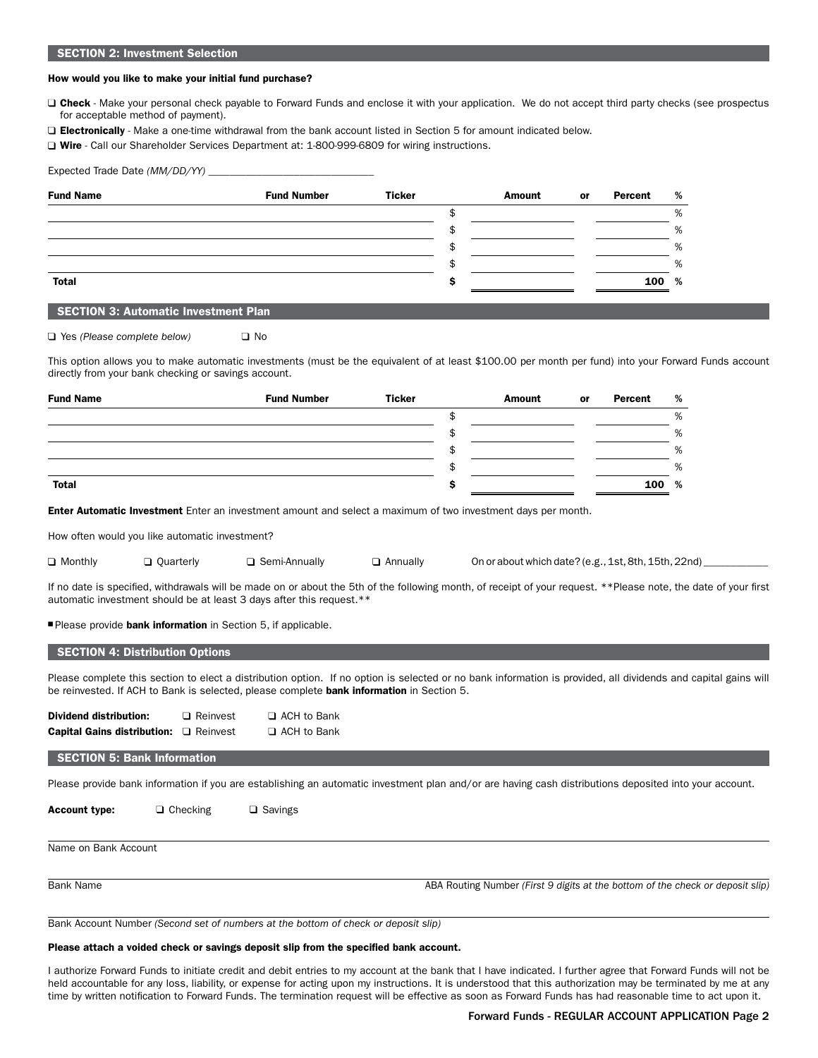## SECTION 2: Investment Selection

**How would you like to make your initial fund purchase?**

❑ **Check** - Make your personal check payable to Forward Funds and enclose it with your application. We do not accept third party checks (see prospectus for acceptable method of payment).

❑ **Electronically** - Make a one-time withdrawal from the bank account listed in Section 5 for amount indicated below.

❑ **Wire** - Call our Shareholder Services Department at: 1-800-999-6809 for wiring instructions.

Expected Trade Date *(MM/DD/YY)* ______________________________

| Fund Name | Fund Number | Ticker | Amount | or | Percent % |
|---|---|---|---|---|---|
| | | | $ | | % |
| | | | $ | | % |
| | | | $ | | % |
| | | | $ | | % |
| **Total** | | | **$** | | **100 %** |

## SECTION 3: Automatic Investment Plan

❑ Yes *(Please complete below)* ❑ No

This option allows you to make automatic investments (must be the equivalent of at least $100.00 per month per fund) into your Forward Funds account directly from your bank checking or savings account.

| Fund Name | Fund Number | Ticker | Amount | or | Percent % |
|---|---|---|---|---|---|
| | | | $ | | % |
| | | | $ | | % |
| | | | $ | | % |
| | | | $ | | % |
| **Total** | | | **$** | | **100 %** |

**Enter Automatic Investment** Enter an investment amount and select a maximum of two investment days per month.

How often would you like automatic investment?

❑ Monthly ❑ Quarterly ❑ Semi-Annually ❑ Annually On or about which date? (e.g., 1st, 8th, 15th, 22nd) ____________

If no date is specified, withdrawals will be made on or about the 5th of the following month, of receipt of your request. **Please note, the date of your first automatic investment should be at least 3 days after this request.**

- Please provide **bank information** in Section 5, if applicable.

## SECTION 4: Distribution Options

Please complete this section to elect a distribution option. If no option is selected or no bank information is provided, all dividends and capital gains will be reinvested. If ACH to Bank is selected, please complete **bank information** in Section 5.

**Dividend distribution:** ❑ Reinvest ❑ ACH to Bank

**Capital Gains distribution:** ❑ Reinvest ❑ ACH to Bank

## SECTION 5: Bank Information

Please provide bank information if you are establishing an automatic investment plan and/or are having cash distributions deposited into your account.

**Account type:** ❑ Checking ❑ Savings

______________________________________________
Name on Bank Account

______________________________________________
Bank Name | ABA Routing Number *(First 9 digits at the bottom of the check or deposit slip)*

______________________________________________
Bank Account Number *(Second set of numbers at the bottom of check or deposit slip)*

**Please attach a voided check or savings deposit slip from the specified bank account.**

I authorize Forward Funds to initiate credit and debit entries to my account at the bank that I have indicated. I further agree that Forward Funds will not be held accountable for any loss, liability, or expense for acting upon my instructions. It is understood that this authorization may be terminated by me at any time by written notification to Forward Funds. The termination request will be effective as soon as Forward Funds has had reasonable time to act upon it.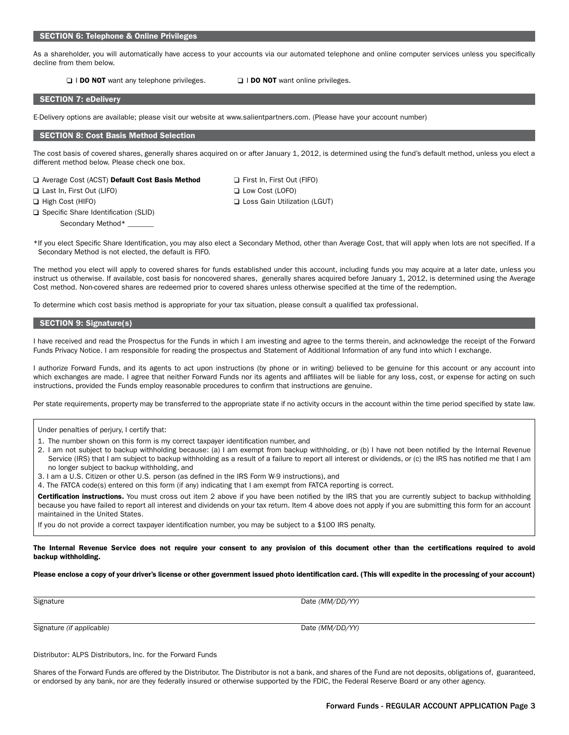## SECTION 6: Telephone & Online Privileges

As a shareholder, you will automatically have access to your accounts via our automated telephone and online computer services unless you specifically decline from them below.

❑ I **DO NOT** want any telephone privileges. ❑ I **DO NOT** want online privileges.

## SECTION 7: eDelivery

E-Delivery options are available; please visit our website at www.salientpartners.com. (Please have your account number)

## SECTION 8: Cost Basis Method Selection

The cost basis of covered shares, generally shares acquired on or after January 1, 2012, is determined using the fund's default method, unless you elect a different method below. Please check one box.

❑ Average Cost (ACST) **Default Cost Basis Method**
❑ Last In, First Out (LIFO)
❑ High Cost (HIFO)
❑ Specific Share Identification (SLID)
Secondary Method* _______
❑ First In, First Out (FIFO)
❑ Low Cost (LOFO)
❑ Loss Gain Utilization (LGUT)

*If you elect Specific Share Identification, you may also elect a Secondary Method, other than Average Cost, that will apply when lots are not specified. If a Secondary Method is not elected, the default is FIFO.

The method you elect will apply to covered shares for funds established under this account, including funds you may acquire at a later date, unless you instruct us otherwise. If available, cost basis for noncovered shares, generally shares acquired before January 1, 2012, is determined using the Average Cost method. Non-covered shares are redeemed prior to covered shares unless otherwise specified at the time of the redemption.

To determine which cost basis method is appropriate for your tax situation, please consult a qualified tax professional.

## SECTION 9: Signature(s)

I have received and read the Prospectus for the Funds in which I am investing and agree to the terms therein, and acknowledge the receipt of the Forward Funds Privacy Notice. I am responsible for reading the prospectus and Statement of Additional Information of any fund into which I exchange.

I authorize Forward Funds, and its agents to act upon instructions (by phone or in writing) believed to be genuine for this account or any account into which exchanges are made. I agree that neither Forward Funds nor its agents and affiliates will be liable for any loss, cost, or expense for acting on such instructions, provided the Funds employ reasonable procedures to confirm that instructions are genuine.

Per state requirements, property may be transferred to the appropriate state if no activity occurs in the account within the time period specified by state law.

Under penalties of perjury, I certify that:

1. The number shown on this form is my correct taxpayer identification number, and
2. I am not subject to backup withholding because: (a) I am exempt from backup withholding, or (b) I have not been notified by the Internal Revenue Service (IRS) that I am subject to backup withholding as a result of a failure to report all interest or dividends, or (c) the IRS has notified me that I am no longer subject to backup withholding, and
3. I am a U.S. Citizen or other U.S. person (as defined in the IRS Form W-9 instructions), and
4. The FATCA code(s) entered on this form (if any) indicating that I am exempt from FATCA reporting is correct.

**Certification instructions.** You must cross out item 2 above if you have been notified by the IRS that you are currently subject to backup withholding because you have failed to report all interest and dividends on your tax return. Item 4 above does not apply if you are submitting this form for an account maintained in the United States.

If you do not provide a correct taxpayer identification number, you may be subject to a $100 IRS penalty.

**The Internal Revenue Service does not require your consent to any provision of this document other than the certifications required to avoid backup withholding.**

**Please enclose a copy of your driver's license or other government issued photo identification card. (This will expedite in the processing of your account)**

Signature _______________ Date *(MM/DD/YY)* _______________

Signature *(if applicable)* _______________ Date *(MM/DD/YY)* _______________

Distributor: ALPS Distributors, Inc. for the Forward Funds

Shares of the Forward Funds are offered by the Distributor. The Distributor is not a bank, and shares of the Fund are not deposits, obligations of, guaranteed, or endorsed by any bank, nor are they federally insured or otherwise supported by the FDIC, the Federal Reserve Board or any other agency.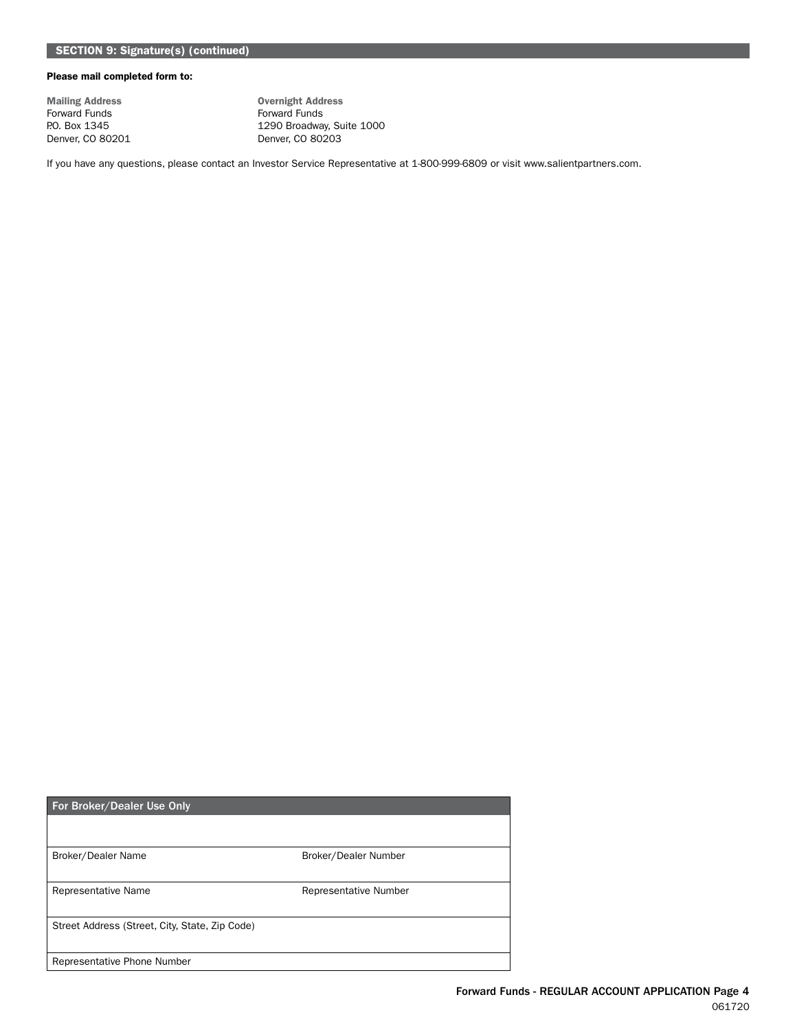## SECTION 9: Signature(s) (continued)

**Please mail completed form to:**

**Mailing Address**
Forward Funds
P.O. Box 1345
Denver, CO 80201

**Overnight Address**
Forward Funds
1290 Broadway, Suite 1000
Denver, CO 80203

If you have any questions, please contact an Investor Service Representative at 1-800-999-6809 or visit www.salientpartners.com.

| For Broker/Dealer Use Only | |
|---|---|
| Broker/Dealer Name | Broker/Dealer Number |
| Representative Name | Representative Number |
| Street Address (Street, City, State, Zip Code) | |
| Representative Phone Number | |

061720